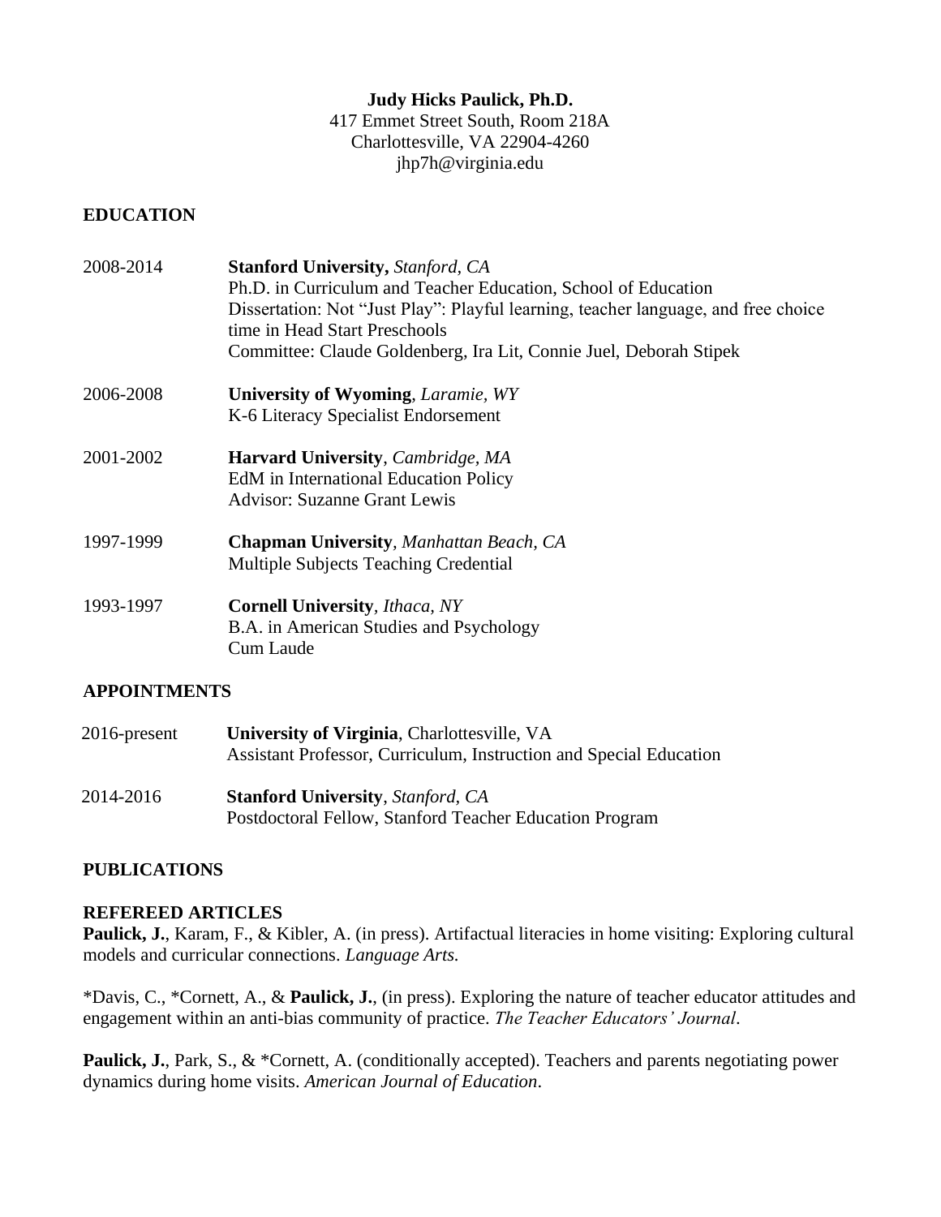**Judy Hicks Paulick, Ph.D.**
417 Emmet Street South, Room 218A
Charlottesville, VA 22904-4260
jhp7h@virginia.edu

## EDUCATION

2008-2014 **Stanford University,** *Stanford, CA*
Ph.D. in Curriculum and Teacher Education, School of Education
Dissertation: Not "Just Play": Playful learning, teacher language, and free choice time in Head Start Preschools
Committee: Claude Goldenberg, Ira Lit, Connie Juel, Deborah Stipek

2006-2008 **University of Wyoming**, *Laramie, WY*
K-6 Literacy Specialist Endorsement

2001-2002 **Harvard University**, *Cambridge, MA*
EdM in International Education Policy
Advisor: Suzanne Grant Lewis

1997-1999 **Chapman University**, *Manhattan Beach, CA*
Multiple Subjects Teaching Credential

1993-1997 **Cornell University**, *Ithaca, NY*
B.A. in American Studies and Psychology
Cum Laude

## APPOINTMENTS

2016-present **University of Virginia**, Charlottesville, VA
Assistant Professor, Curriculum, Instruction and Special Education

2014-2016 **Stanford University**, *Stanford, CA*
Postdoctoral Fellow, Stanford Teacher Education Program

## PUBLICATIONS

### REFEREED ARTICLES

**Paulick, J.**, Karam, F., & Kibler, A. (in press). Artifactual literacies in home visiting: Exploring cultural models and curricular connections. *Language Arts.*

*Davis, C., *Cornett, A., & **Paulick, J.**, (in press). Exploring the nature of teacher educator attitudes and engagement within an anti-bias community of practice. *The Teacher Educators' Journal*.

**Paulick, J.**, Park, S., & *Cornett, A. (conditionally accepted). Teachers and parents negotiating power dynamics during home visits. *American Journal of Education*.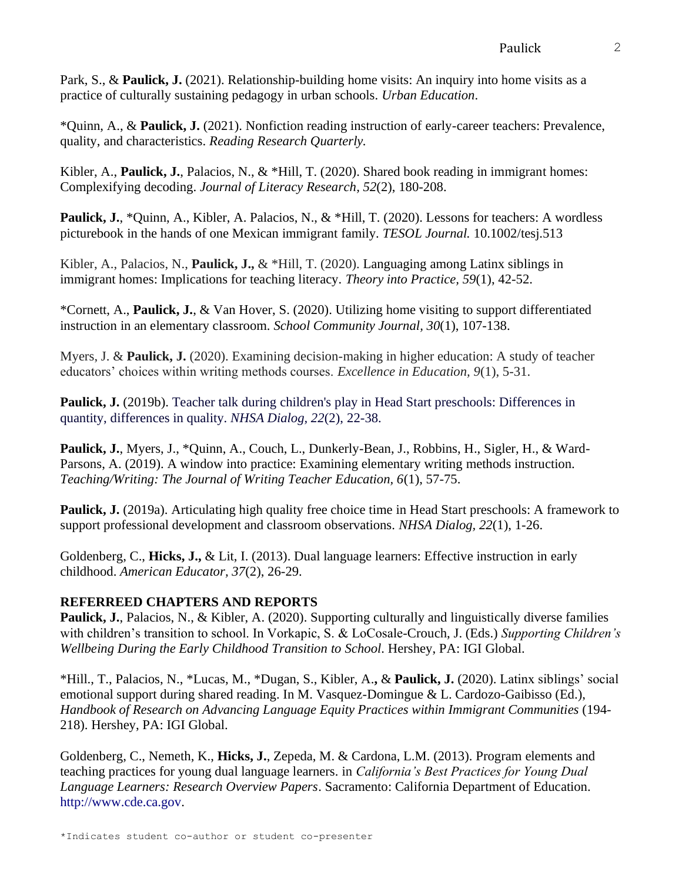Park, S., & **Paulick, J.** (2021). Relationship-building home visits: An inquiry into home visits as a practice of culturally sustaining pedagogy in urban schools. *Urban Education*.

*Quinn, A., & **Paulick, J.** (2021). Nonfiction reading instruction of early-career teachers: Prevalence, quality, and characteristics. *Reading Research Quarterly.*

Kibler, A., **Paulick, J.**, Palacios, N., & *Hill, T. (2020). Shared book reading in immigrant homes: Complexifying decoding. *Journal of Literacy Research, 52*(2), 180-208.

**Paulick, J.**, *Quinn, A., Kibler, A. Palacios, N., & *Hill, T. (2020). Lessons for teachers: A wordless picturebook in the hands of one Mexican immigrant family. *TESOL Journal.* 10.1002/tesj.513

Kibler, A., Palacios, N., **Paulick, J.,** & *Hill, T. (2020). Languaging among Latinx siblings in immigrant homes: Implications for teaching literacy. *Theory into Practice, 59*(1), 42-52.

*Cornett, A., **Paulick, J.**, & Van Hover, S. (2020). Utilizing home visiting to support differentiated instruction in an elementary classroom. *School Community Journal, 30*(1), 107-138.

Myers, J. & **Paulick, J.** (2020). Examining decision-making in higher education: A study of teacher educators' choices within writing methods courses. *Excellence in Education, 9*(1), 5-31.

**Paulick, J.** (2019b). Teacher talk during children's play in Head Start preschools: Differences in quantity, differences in quality. *NHSA Dialog, 22*(2), 22-38.

**Paulick, J.**, Myers, J., *Quinn, A., Couch, L., Dunkerly-Bean, J., Robbins, H., Sigler, H., & Ward-Parsons, A. (2019). A window into practice: Examining elementary writing methods instruction. *Teaching/Writing: The Journal of Writing Teacher Education, 6*(1), 57-75.

**Paulick, J.** (2019a). Articulating high quality free choice time in Head Start preschools: A framework to support professional development and classroom observations. *NHSA Dialog, 22*(1), 1-26.

Goldenberg, C., **Hicks, J.,** & Lit, I. (2013). Dual language learners: Effective instruction in early childhood. *American Educator, 37*(2), 26-29.

## REFERREED CHAPTERS AND REPORTS

**Paulick, J.**, Palacios, N., & Kibler, A. (2020). Supporting culturally and linguistically diverse families with children's transition to school. In Vorkapic, S. & LoCosale-Crouch, J. (Eds.) *Supporting Children's Wellbeing During the Early Childhood Transition to School*. Hershey, PA: IGI Global.

*Hill., T., Palacios, N., *Lucas, M., *Dugan, S., Kibler, A.**,** & **Paulick, J.** (2020). Latinx siblings' social emotional support during shared reading. In M. Vasquez-Domingue & L. Cardozo-Gaibisso (Ed.), *Handbook of Research on Advancing Language Equity Practices within Immigrant Communities* (194-218). Hershey, PA: IGI Global.

Goldenberg, C., Nemeth, K., **Hicks, J.**, Zepeda, M. & Cardona, L.M. (2013). Program elements and teaching practices for young dual language learners. in *California's Best Practices for Young Dual Language Learners: Research Overview Papers*. Sacramento: California Department of Education. http://www.cde.ca.gov.

*Indicates student co-author or student co-presenter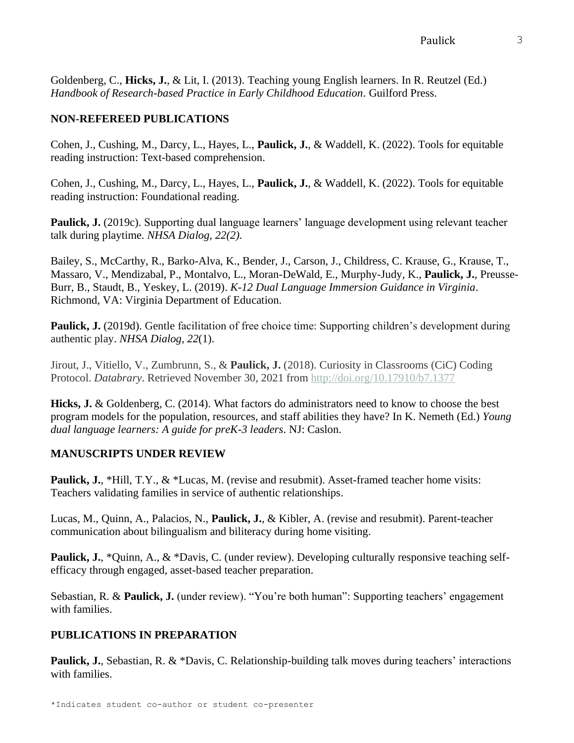Goldenberg, C., **Hicks, J.**, & Lit, I. (2013). Teaching young English learners. In R. Reutzel (Ed.) *Handbook of Research-based Practice in Early Childhood Education*. Guilford Press.

## NON-REFEREED PUBLICATIONS

Cohen, J., Cushing, M., Darcy, L., Hayes, L., **Paulick, J.**, & Waddell, K. (2022). Tools for equitable reading instruction: Text-based comprehension.

Cohen, J., Cushing, M., Darcy, L., Hayes, L., **Paulick, J.**, & Waddell, K. (2022). Tools for equitable reading instruction: Foundational reading.

**Paulick, J.** (2019c). Supporting dual language learners' language development using relevant teacher talk during playtime. *NHSA Dialog, 22(2).*

Bailey, S., McCarthy, R., Barko-Alva, K., Bender, J., Carson, J., Childress, C. Krause, G., Krause, T., Massaro, V., Mendizabal, P., Montalvo, L., Moran-DeWald, E., Murphy-Judy, K., **Paulick, J.**, Preusse-Burr, B., Staudt, B., Yeskey, L. (2019). *K-12 Dual Language Immersion Guidance in Virginia*. Richmond, VA: Virginia Department of Education.

**Paulick, J.** (2019d). Gentle facilitation of free choice time: Supporting children's development during authentic play. *NHSA Dialog, 22*(1).

Jirout, J., Vitiello, V., Zumbrunn, S., & **Paulick, J.** (2018). Curiosity in Classrooms (CiC) Coding Protocol. *Databrary*. Retrieved November 30, 2021 from http://doi.org/10.17910/b7.1377

**Hicks, J.** & Goldenberg, C. (2014). What factors do administrators need to know to choose the best program models for the population, resources, and staff abilities they have? In K. Nemeth (Ed.) *Young dual language learners: A guide for preK-3 leaders*. NJ: Caslon.

## MANUSCRIPTS UNDER REVIEW

**Paulick, J.**, *Hill, T.Y., & *Lucas, M. (revise and resubmit). Asset-framed teacher home visits: Teachers validating families in service of authentic relationships.

Lucas, M., Quinn, A., Palacios, N., **Paulick, J.**, & Kibler, A. (revise and resubmit). Parent-teacher communication about bilingualism and biliteracy during home visiting.

**Paulick, J.**, *Quinn, A., & *Davis, C. (under review). Developing culturally responsive teaching self-efficacy through engaged, asset-based teacher preparation.

Sebastian, R. & **Paulick, J.** (under review). "You're both human": Supporting teachers' engagement with families.

## PUBLICATIONS IN PREPARATION

**Paulick, J.**, Sebastian, R. & *Davis, C. Relationship-building talk moves during teachers' interactions with families.

*Indicates student co-author or student co-presenter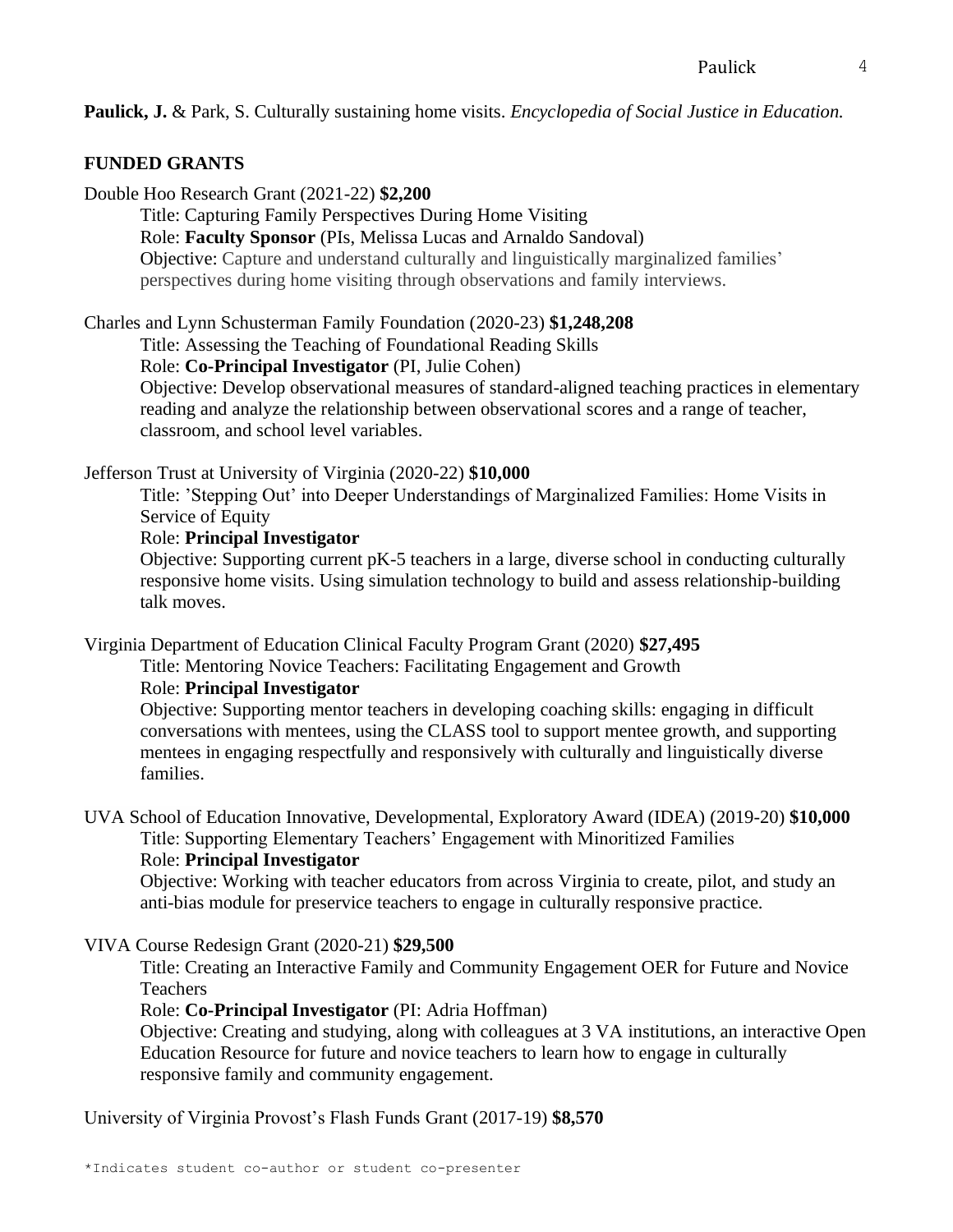**Paulick, J.** & Park, S. Culturally sustaining home visits. *Encyclopedia of Social Justice in Education.*

## FUNDED GRANTS

Double Hoo Research Grant (2021-22) **$2,200**

Title: Capturing Family Perspectives During Home Visiting
Role: **Faculty Sponsor** (PIs, Melissa Lucas and Arnaldo Sandoval)
Objective: Capture and understand culturally and linguistically marginalized families' perspectives during home visiting through observations and family interviews.

Charles and Lynn Schusterman Family Foundation (2020-23) **$1,248,208**

Title: Assessing the Teaching of Foundational Reading Skills
Role: **Co-Principal Investigator** (PI, Julie Cohen)
Objective: Develop observational measures of standard-aligned teaching practices in elementary reading and analyze the relationship between observational scores and a range of teacher, classroom, and school level variables.

Jefferson Trust at University of Virginia (2020-22) **$10,000**

Title: 'Stepping Out' into Deeper Understandings of Marginalized Families: Home Visits in Service of Equity
Role: **Principal Investigator**
Objective: Supporting current pK-5 teachers in a large, diverse school in conducting culturally responsive home visits. Using simulation technology to build and assess relationship-building talk moves.

Virginia Department of Education Clinical Faculty Program Grant (2020) **$27,495**

Title: Mentoring Novice Teachers: Facilitating Engagement and Growth
Role: **Principal Investigator**
Objective: Supporting mentor teachers in developing coaching skills: engaging in difficult conversations with mentees, using the CLASS tool to support mentee growth, and supporting mentees in engaging respectfully and responsively with culturally and linguistically diverse families.

UVA School of Education Innovative, Developmental, Exploratory Award (IDEA) (2019-20) **$10,000**

Title: Supporting Elementary Teachers' Engagement with Minoritized Families
Role: **Principal Investigator**
Objective: Working with teacher educators from across Virginia to create, pilot, and study an anti-bias module for preservice teachers to engage in culturally responsive practice.

VIVA Course Redesign Grant (2020-21) **$29,500**

Title: Creating an Interactive Family and Community Engagement OER for Future and Novice Teachers
Role: **Co-Principal Investigator** (PI: Adria Hoffman)
Objective: Creating and studying, along with colleagues at 3 VA institutions, an interactive Open Education Resource for future and novice teachers to learn how to engage in culturally responsive family and community engagement.

University of Virginia Provost's Flash Funds Grant (2017-19) **$8,570**

*Indicates student co-author or student co-presenter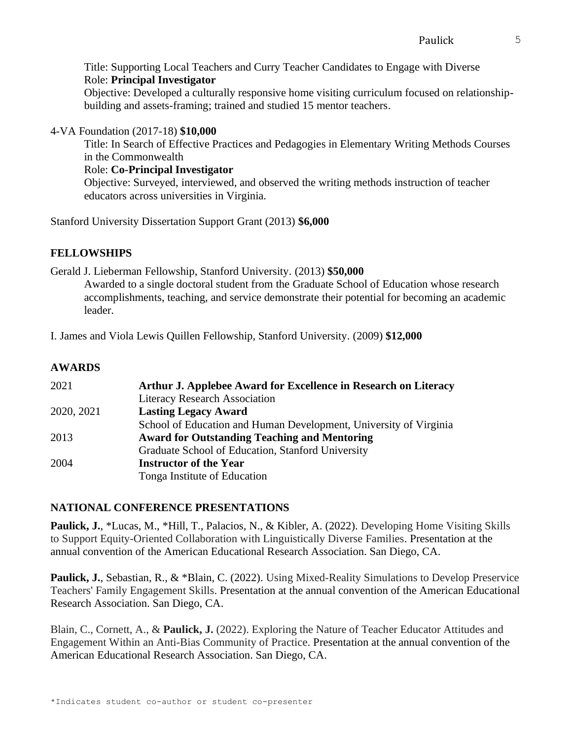Title: Supporting Local Teachers and Curry Teacher Candidates to Engage with Diverse
Role: **Principal Investigator**
Objective: Developed a culturally responsive home visiting curriculum focused on relationship-building and assets-framing; trained and studied 15 mentor teachers.

4-VA Foundation (2017-18) **$10,000**

Title: In Search of Effective Practices and Pedagogies in Elementary Writing Methods Courses in the Commonwealth
Role: **Co-Principal Investigator**
Objective: Surveyed, interviewed, and observed the writing methods instruction of teacher educators across universities in Virginia.

Stanford University Dissertation Support Grant (2013) **$6,000**

## FELLOWSHIPS

Gerald J. Lieberman Fellowship, Stanford University. (2013) **$50,000**
Awarded to a single doctoral student from the Graduate School of Education whose research accomplishments, teaching, and service demonstrate their potential for becoming an academic leader.

I. James and Viola Lewis Quillen Fellowship, Stanford University. (2009) **$12,000**

## AWARDS

| | |
|---|---|
| 2021 | **Arthur J. Applebee Award for Excellence in Research on Literacy**<br>Literacy Research Association |
| 2020, 2021 | **Lasting Legacy Award**<br>School of Education and Human Development, University of Virginia |
| 2013 | **Award for Outstanding Teaching and Mentoring**<br>Graduate School of Education, Stanford University |
| 2004 | **Instructor of the Year**<br>Tonga Institute of Education |

## NATIONAL CONFERENCE PRESENTATIONS

**Paulick, J.**, *Lucas, M., *Hill, T., Palacios, N., & Kibler, A. (2022). Developing Home Visiting Skills to Support Equity-Oriented Collaboration with Linguistically Diverse Families. Presentation at the annual convention of the American Educational Research Association. San Diego, CA.

**Paulick, J.**, Sebastian, R., & *Blain, C. (2022). Using Mixed-Reality Simulations to Develop Preservice Teachers' Family Engagement Skills. Presentation at the annual convention of the American Educational Research Association. San Diego, CA.

Blain, C., Cornett, A., & **Paulick, J.** (2022). Exploring the Nature of Teacher Educator Attitudes and Engagement Within an Anti-Bias Community of Practice. Presentation at the annual convention of the American Educational Research Association. San Diego, CA.

*Indicates student co-author or student co-presenter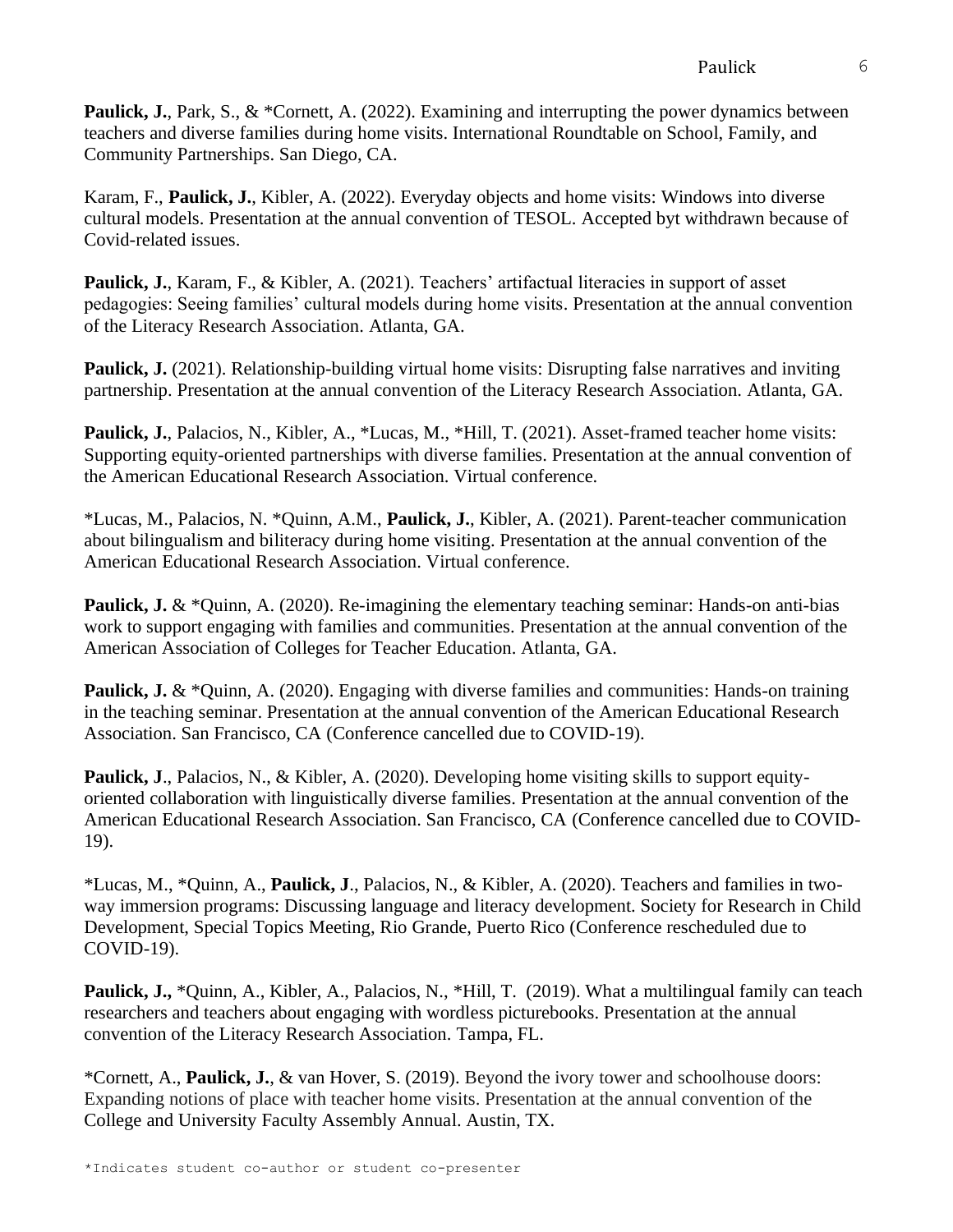**Paulick, J.**, Park, S., & *Cornett, A. (2022). Examining and interrupting the power dynamics between teachers and diverse families during home visits. International Roundtable on School, Family, and Community Partnerships. San Diego, CA.

Karam, F., **Paulick, J.**, Kibler, A. (2022). Everyday objects and home visits: Windows into diverse cultural models. Presentation at the annual convention of TESOL. Accepted byt withdrawn because of Covid-related issues.

**Paulick, J.**, Karam, F., & Kibler, A. (2021). Teachers' artifactual literacies in support of asset pedagogies: Seeing families' cultural models during home visits. Presentation at the annual convention of the Literacy Research Association. Atlanta, GA.

**Paulick, J.** (2021). Relationship-building virtual home visits: Disrupting false narratives and inviting partnership. Presentation at the annual convention of the Literacy Research Association. Atlanta, GA.

**Paulick, J.**, Palacios, N., Kibler, A., *Lucas, M., *Hill, T. (2021). Asset-framed teacher home visits: Supporting equity-oriented partnerships with diverse families. Presentation at the annual convention of the American Educational Research Association. Virtual conference.

*Lucas, M., Palacios, N. *Quinn, A.M., **Paulick, J.**, Kibler, A. (2021). Parent-teacher communication about bilingualism and biliteracy during home visiting. Presentation at the annual convention of the American Educational Research Association. Virtual conference.

**Paulick, J.** & *Quinn, A. (2020). Re-imagining the elementary teaching seminar: Hands-on anti-bias work to support engaging with families and communities. Presentation at the annual convention of the American Association of Colleges for Teacher Education. Atlanta, GA.

**Paulick, J.** & *Quinn, A. (2020). Engaging with diverse families and communities: Hands-on training in the teaching seminar. Presentation at the annual convention of the American Educational Research Association. San Francisco, CA (Conference cancelled due to COVID-19).

**Paulick, J**., Palacios, N., & Kibler, A. (2020). Developing home visiting skills to support equity-oriented collaboration with linguistically diverse families. Presentation at the annual convention of the American Educational Research Association. San Francisco, CA (Conference cancelled due to COVID-19).

*Lucas, M., *Quinn, A., **Paulick, J**., Palacios, N., & Kibler, A. (2020). Teachers and families in two-way immersion programs: Discussing language and literacy development. Society for Research in Child Development, Special Topics Meeting, Rio Grande, Puerto Rico (Conference rescheduled due to COVID-19).

**Paulick, J.,** *Quinn, A., Kibler, A., Palacios, N., *Hill, T. (2019). What a multilingual family can teach researchers and teachers about engaging with wordless picturebooks. Presentation at the annual convention of the Literacy Research Association. Tampa, FL.

*Cornett, A., **Paulick, J.**, & van Hover, S. (2019). Beyond the ivory tower and schoolhouse doors: Expanding notions of place with teacher home visits. Presentation at the annual convention of the College and University Faculty Assembly Annual. Austin, TX.

*Indicates student co-author or student co-presenter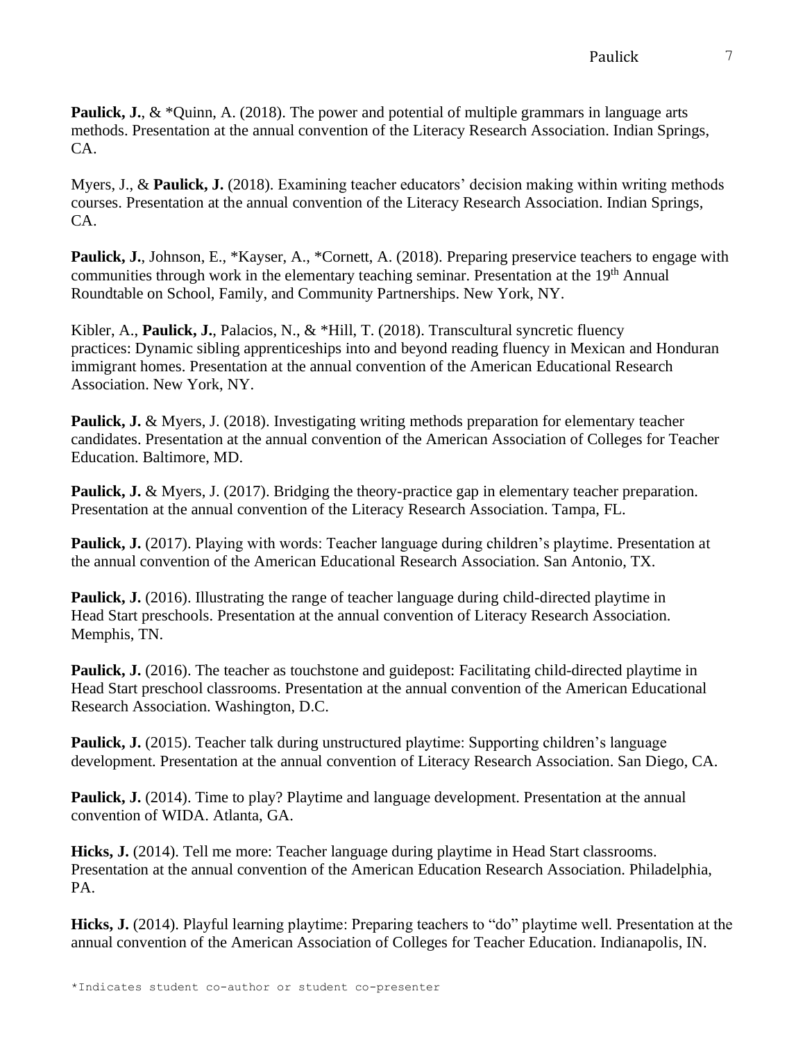**Paulick, J.**, & *Quinn, A. (2018). The power and potential of multiple grammars in language arts methods. Presentation at the annual convention of the Literacy Research Association. Indian Springs, CA.

Myers, J., & **Paulick, J.** (2018). Examining teacher educators' decision making within writing methods courses. Presentation at the annual convention of the Literacy Research Association. Indian Springs, CA.

**Paulick, J.**, Johnson, E., *Kayser, A., *Cornett, A. (2018). Preparing preservice teachers to engage with communities through work in the elementary teaching seminar. Presentation at the 19th Annual Roundtable on School, Family, and Community Partnerships. New York, NY.

Kibler, A., **Paulick, J.**, Palacios, N., & *Hill, T. (2018). Transcultural syncretic fluency practices: Dynamic sibling apprenticeships into and beyond reading fluency in Mexican and Honduran immigrant homes. Presentation at the annual convention of the American Educational Research Association. New York, NY.

**Paulick, J.** & Myers, J. (2018). Investigating writing methods preparation for elementary teacher candidates. Presentation at the annual convention of the American Association of Colleges for Teacher Education. Baltimore, MD.

**Paulick, J.** & Myers, J. (2017). Bridging the theory-practice gap in elementary teacher preparation. Presentation at the annual convention of the Literacy Research Association. Tampa, FL.

**Paulick, J.** (2017). Playing with words: Teacher language during children's playtime. Presentation at the annual convention of the American Educational Research Association. San Antonio, TX.

**Paulick, J.** (2016). Illustrating the range of teacher language during child-directed playtime in Head Start preschools. Presentation at the annual convention of Literacy Research Association. Memphis, TN.

**Paulick, J.** (2016). The teacher as touchstone and guidepost: Facilitating child-directed playtime in Head Start preschool classrooms. Presentation at the annual convention of the American Educational Research Association. Washington, D.C.

**Paulick, J.** (2015). Teacher talk during unstructured playtime: Supporting children's language development. Presentation at the annual convention of Literacy Research Association. San Diego, CA.

**Paulick, J.** (2014). Time to play? Playtime and language development. Presentation at the annual convention of WIDA. Atlanta, GA.

**Hicks, J.** (2014). Tell me more: Teacher language during playtime in Head Start classrooms. Presentation at the annual convention of the American Education Research Association. Philadelphia, PA.

**Hicks, J.** (2014). Playful learning playtime: Preparing teachers to "do" playtime well. Presentation at the annual convention of the American Association of Colleges for Teacher Education. Indianapolis, IN.

*Indicates student co-author or student co-presenter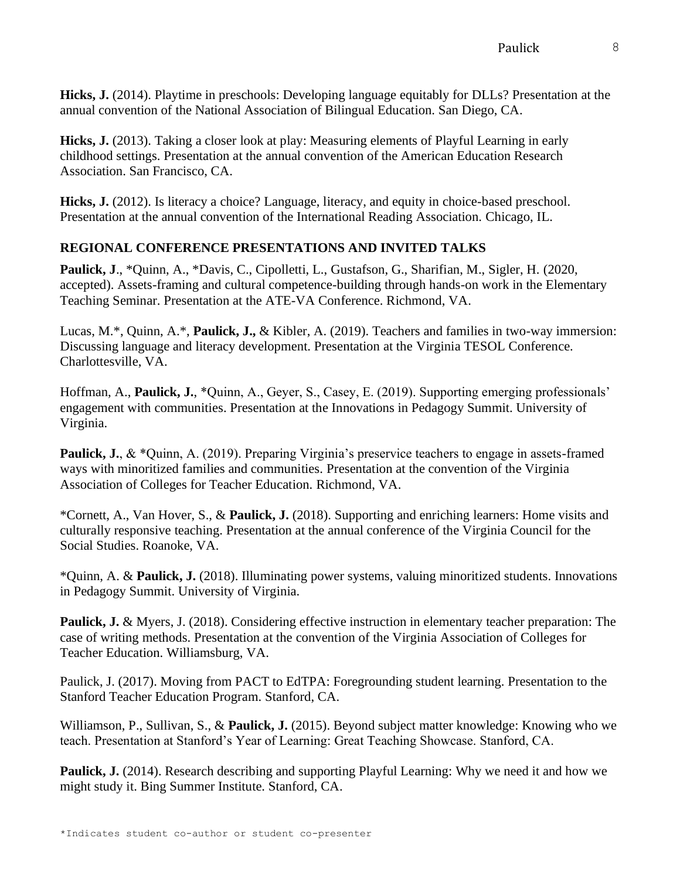**Hicks, J.** (2014). Playtime in preschools: Developing language equitably for DLLs? Presentation at the annual convention of the National Association of Bilingual Education. San Diego, CA.

**Hicks, J.** (2013). Taking a closer look at play: Measuring elements of Playful Learning in early childhood settings. Presentation at the annual convention of the American Education Research Association. San Francisco, CA.

**Hicks, J.** (2012). Is literacy a choice? Language, literacy, and equity in choice-based preschool. Presentation at the annual convention of the International Reading Association. Chicago, IL.

## REGIONAL CONFERENCE PRESENTATIONS AND INVITED TALKS

**Paulick, J**., *Quinn, A., *Davis, C., Cipolletti, L., Gustafson, G., Sharifian, M., Sigler, H. (2020, accepted). Assets-framing and cultural competence-building through hands-on work in the Elementary Teaching Seminar. Presentation at the ATE-VA Conference. Richmond, VA.

Lucas, M.*, Quinn, A.*, **Paulick, J.,** & Kibler, A. (2019). Teachers and families in two-way immersion: Discussing language and literacy development. Presentation at the Virginia TESOL Conference. Charlottesville, VA.

Hoffman, A., **Paulick, J.**, *Quinn, A., Geyer, S., Casey, E. (2019). Supporting emerging professionals' engagement with communities. Presentation at the Innovations in Pedagogy Summit. University of Virginia.

**Paulick, J.**, & *Quinn, A. (2019). Preparing Virginia's preservice teachers to engage in assets-framed ways with minoritized families and communities. Presentation at the convention of the Virginia Association of Colleges for Teacher Education. Richmond, VA.

*Cornett, A., Van Hover, S., & **Paulick, J.** (2018). Supporting and enriching learners: Home visits and culturally responsive teaching. Presentation at the annual conference of the Virginia Council for the Social Studies. Roanoke, VA.

*Quinn, A. & **Paulick, J.** (2018). Illuminating power systems, valuing minoritized students. Innovations in Pedagogy Summit. University of Virginia.

**Paulick, J.** & Myers, J. (2018). Considering effective instruction in elementary teacher preparation: The case of writing methods. Presentation at the convention of the Virginia Association of Colleges for Teacher Education. Williamsburg, VA.

Paulick, J. (2017). Moving from PACT to EdTPA: Foregrounding student learning. Presentation to the Stanford Teacher Education Program. Stanford, CA.

Williamson, P., Sullivan, S., & **Paulick, J.** (2015). Beyond subject matter knowledge: Knowing who we teach. Presentation at Stanford's Year of Learning: Great Teaching Showcase. Stanford, CA.

**Paulick, J.** (2014). Research describing and supporting Playful Learning: Why we need it and how we might study it. Bing Summer Institute. Stanford, CA.

*Indicates student co-author or student co-presenter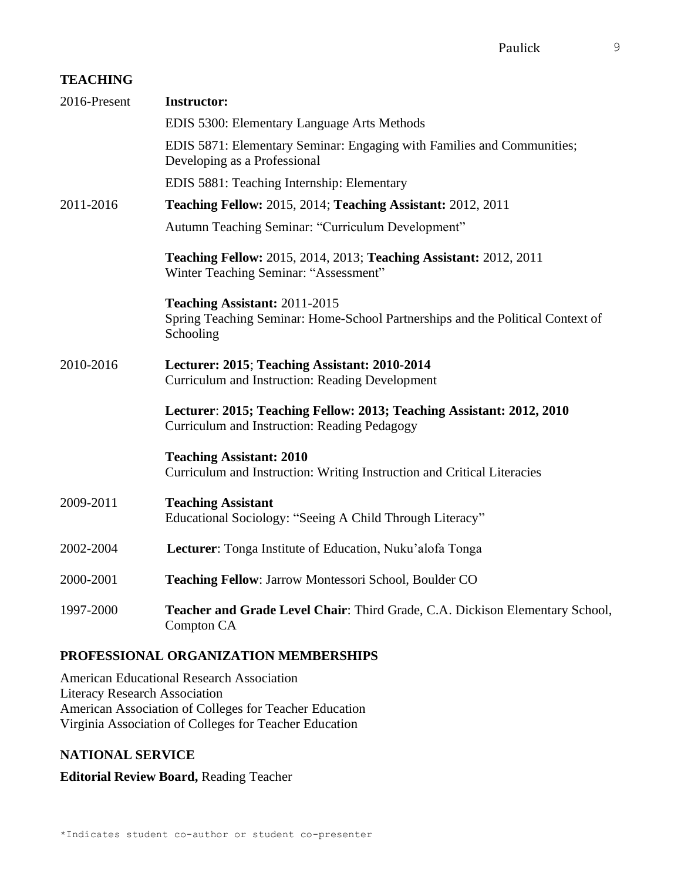## TEACHING

2016-Present **Instructor:**

EDIS 5300: Elementary Language Arts Methods

EDIS 5871: Elementary Seminar: Engaging with Families and Communities; Developing as a Professional

EDIS 5881: Teaching Internship: Elementary

2011-2016 **Teaching Fellow:** 2015, 2014; **Teaching Assistant:** 2012, 2011

Autumn Teaching Seminar: "Curriculum Development"

**Teaching Fellow:** 2015, 2014, 2013; **Teaching Assistant:** 2012, 2011
Winter Teaching Seminar: "Assessment"

**Teaching Assistant:** 2011-2015
Spring Teaching Seminar: Home-School Partnerships and the Political Context of Schooling

2010-2016 **Lecturer: 2015**; **Teaching Assistant: 2010-2014**
Curriculum and Instruction: Reading Development

**Lecturer**: **2015; Teaching Fellow: 2013; Teaching Assistant: 2012, 2010**
Curriculum and Instruction: Reading Pedagogy

**Teaching Assistant: 2010**
Curriculum and Instruction: Writing Instruction and Critical Literacies

2009-2011 **Teaching Assistant**
Educational Sociology: "Seeing A Child Through Literacy"

2002-2004 **Lecturer**: Tonga Institute of Education, Nuku'alofa Tonga

2000-2001 **Teaching Fellow**: Jarrow Montessori School, Boulder CO

1997-2000 **Teacher and Grade Level Chair**: Third Grade, C.A. Dickison Elementary School, Compton CA

## PROFESSIONAL ORGANIZATION MEMBERSHIPS

American Educational Research Association
Literacy Research Association
American Association of Colleges for Teacher Education
Virginia Association of Colleges for Teacher Education

## NATIONAL SERVICE

**Editorial Review Board,** Reading Teacher

*Indicates student co-author or student co-presenter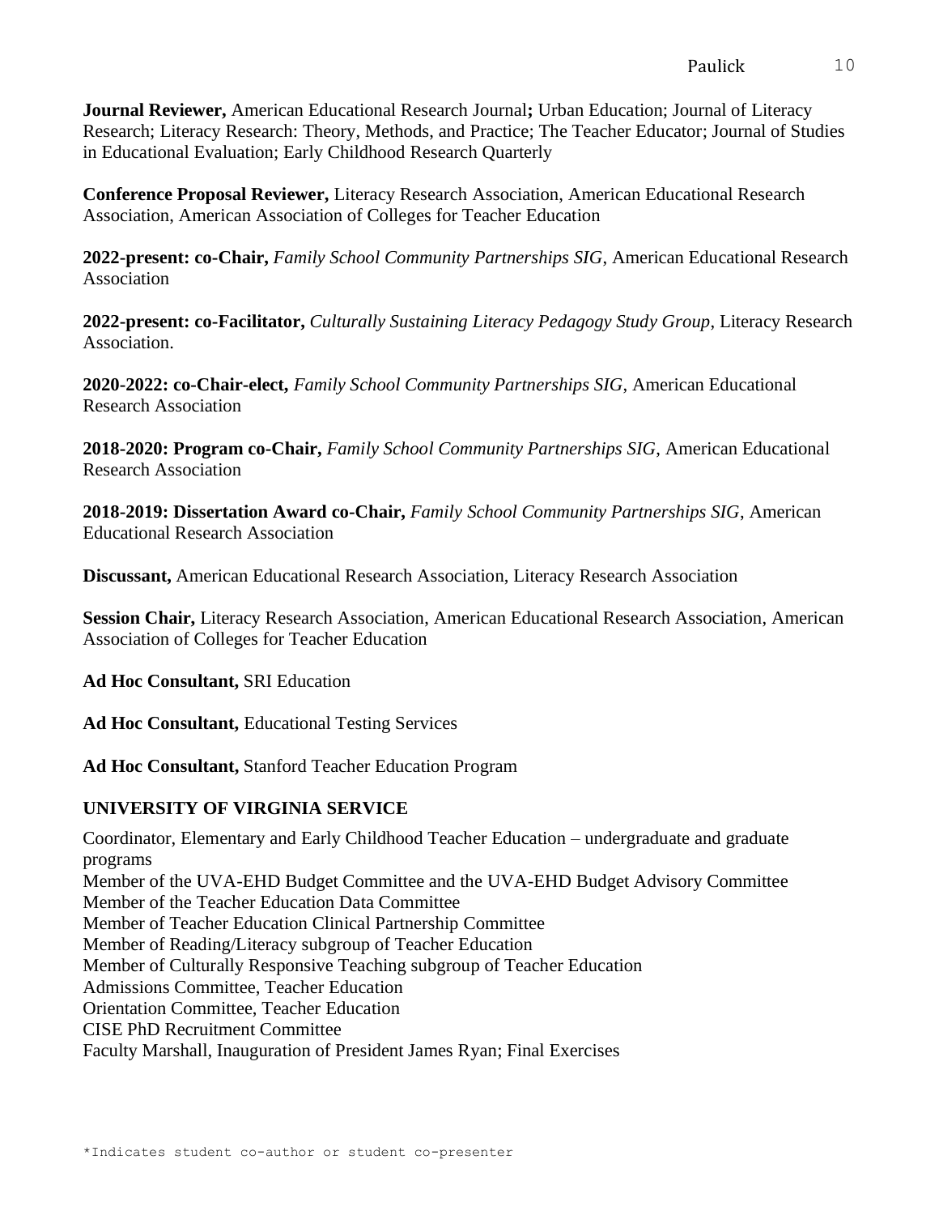**Journal Reviewer,** American Educational Research Journal**;** Urban Education; Journal of Literacy Research; Literacy Research: Theory, Methods, and Practice; The Teacher Educator; Journal of Studies in Educational Evaluation; Early Childhood Research Quarterly

**Conference Proposal Reviewer,** Literacy Research Association, American Educational Research Association, American Association of Colleges for Teacher Education

**2022-present: co-Chair,** *Family School Community Partnerships SIG*, American Educational Research Association

**2022-present: co-Facilitator,** *Culturally Sustaining Literacy Pedagogy Study Group*, Literacy Research Association.

**2020-2022: co-Chair-elect,** *Family School Community Partnerships SIG*, American Educational Research Association

**2018-2020: Program co-Chair,** *Family School Community Partnerships SIG*, American Educational Research Association

**2018-2019: Dissertation Award co-Chair,** *Family School Community Partnerships SIG*, American Educational Research Association

**Discussant,** American Educational Research Association, Literacy Research Association

**Session Chair,** Literacy Research Association, American Educational Research Association, American Association of Colleges for Teacher Education

**Ad Hoc Consultant,** SRI Education

**Ad Hoc Consultant,** Educational Testing Services

**Ad Hoc Consultant,** Stanford Teacher Education Program

## UNIVERSITY OF VIRGINIA SERVICE

Coordinator, Elementary and Early Childhood Teacher Education – undergraduate and graduate programs
Member of the UVA-EHD Budget Committee and the UVA-EHD Budget Advisory Committee
Member of the Teacher Education Data Committee
Member of Teacher Education Clinical Partnership Committee
Member of Reading/Literacy subgroup of Teacher Education
Member of Culturally Responsive Teaching subgroup of Teacher Education
Admissions Committee, Teacher Education
Orientation Committee, Teacher Education
CISE PhD Recruitment Committee
Faculty Marshall, Inauguration of President James Ryan; Final Exercises

*Indicates student co-author or student co-presenter